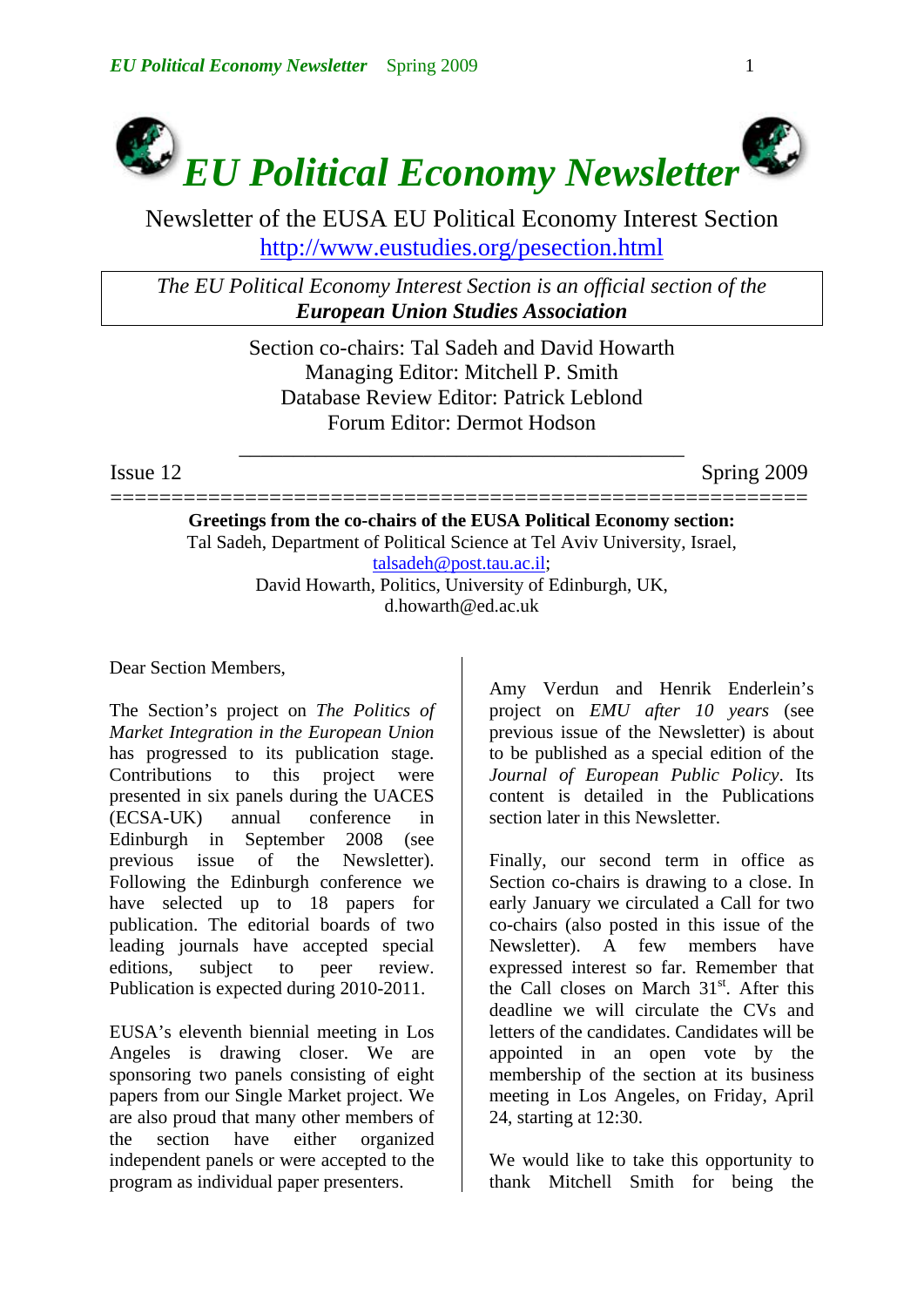# EU Political Economy Newsletter

Newsletter of the EUSA EU Political Economy Interest Section
http://www.eustudies.org/pesection.html

*The EU Political Economy Interest Section is an official section of the* ***European Union Studies Association***

Section co-chairs: Tal Sadeh and David Howarth
Managing Editor: Mitchell P. Smith
Database Review Editor: Patrick Leblond
Forum Editor: Dermot Hodson

Issue 12 | Spring 2009

=====================================================

**Greetings from the co-chairs of the EUSA Political Economy section:**
Tal Sadeh, Department of Political Science at Tel Aviv University, Israel, talsadeh@post.tau.ac.il;
David Howarth, Politics, University of Edinburgh, UK, d.howarth@ed.ac.uk

Dear Section Members,

The Section's project on *The Politics of Market Integration in the European Union* has progressed to its publication stage. Contributions to this project were presented in six panels during the UACES (ECSA-UK) annual conference in Edinburgh in September 2008 (see previous issue of the Newsletter). Following the Edinburgh conference we have selected up to 18 papers for publication. The editorial boards of two leading journals have accepted special editions, subject to peer review. Publication is expected during 2010-2011.

EUSA's eleventh biennial meeting in Los Angeles is drawing closer. We are sponsoring two panels consisting of eight papers from our Single Market project. We are also proud that many other members of the section have either organized independent panels or were accepted to the program as individual paper presenters.

Amy Verdun and Henrik Enderlein's project on *EMU after 10 years* (see previous issue of the Newsletter) is about to be published as a special edition of the *Journal of European Public Policy*. Its content is detailed in the Publications section later in this Newsletter.

Finally, our second term in office as Section co-chairs is drawing to a close. In early January we circulated a Call for two co-chairs (also posted in this issue of the Newsletter). A few members have expressed interest so far. Remember that the Call closes on March 31st. After this deadline we will circulate the CVs and letters of the candidates. Candidates will be appointed in an open vote by the membership of the section at its business meeting in Los Angeles, on Friday, April 24, starting at 12:30.

We would like to take this opportunity to thank Mitchell Smith for being the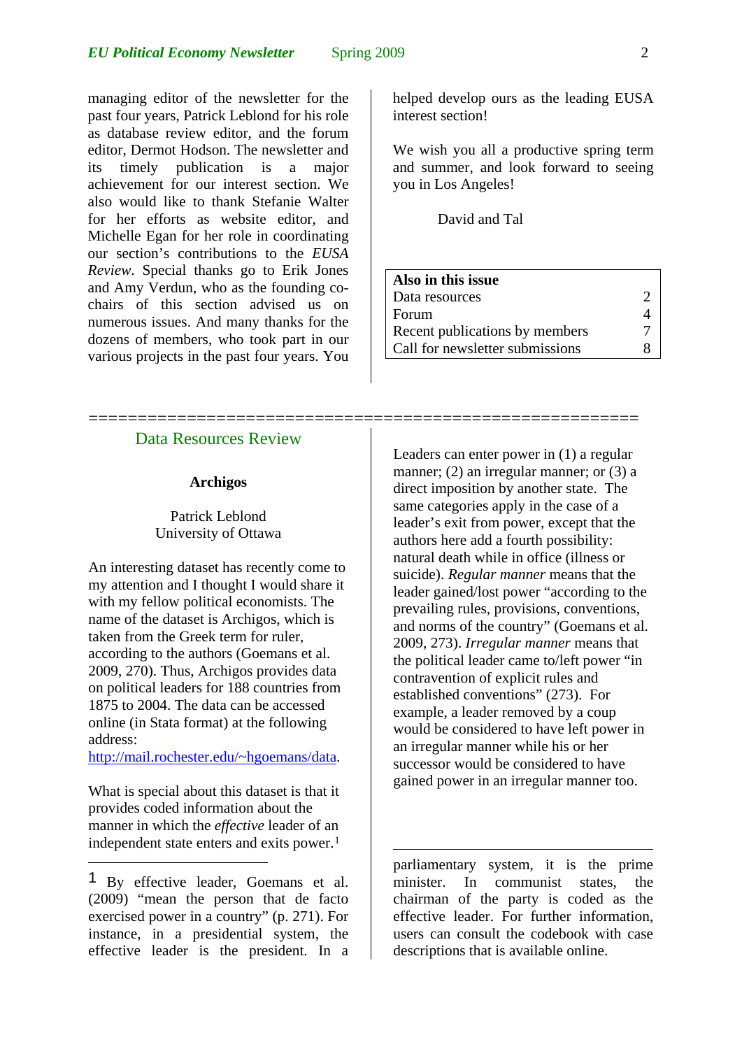managing editor of the newsletter for the past four years, Patrick Leblond for his role as database review editor, and the forum editor, Dermot Hodson. The newsletter and its timely publication is a major achievement for our interest section. We also would like to thank Stefanie Walter for her efforts as website editor, and Michelle Egan for her role in coordinating our section's contributions to the *EUSA Review*. Special thanks go to Erik Jones and Amy Verdun, who as the founding co-chairs of this section advised us on numerous issues. And many thanks for the dozens of members, who took part in our various projects in the past four years. You helped develop ours as the leading EUSA interest section!

We wish you all a productive spring term and summer, and look forward to seeing you in Los Angeles!

David and Tal

| **Also in this issue** | |
|---|---|
| Data resources | 2 |
| Forum | 4 |
| Recent publications by members | 7 |
| Call for newsletter submissions | 8 |

==================================================

## Data Resources Review

### Archigos

Patrick Leblond
University of Ottawa

An interesting dataset has recently come to my attention and I thought I would share it with my fellow political economists. The name of the dataset is Archigos, which is taken from the Greek term for ruler, according to the authors (Goemans et al. 2009, 270). Thus, Archigos provides data on political leaders for 188 countries from 1875 to 2004. The data can be accessed online (in Stata format) at the following address: http://mail.rochester.edu/~hgoemans/data.

What is special about this dataset is that it provides coded information about the manner in which the *effective* leader of an independent state enters and exits power.[1]

Leaders can enter power in (1) a regular manner; (2) an irregular manner; or (3) a direct imposition by another state. The same categories apply in the case of a leader's exit from power, except that the authors here add a fourth possibility: natural death while in office (illness or suicide). *Regular manner* means that the leader gained/lost power "according to the prevailing rules, provisions, conventions, and norms of the country" (Goemans et al. 2009, 273). *Irregular manner* means that the political leader came to/left power "in contravention of explicit rules and established conventions" (273). For example, a leader removed by a coup would be considered to have left power in an irregular manner while his or her successor would be considered to have gained power in an irregular manner too.

---

[1] By effective leader, Goemans et al. (2009) "mean the person that de facto exercised power in a country" (p. 271). For instance, in a presidential system, the effective leader is the president. In a parliamentary system, it is the prime minister. In communist states, the chairman of the party is coded as the effective leader. For further information, users can consult the codebook with case descriptions that is available online.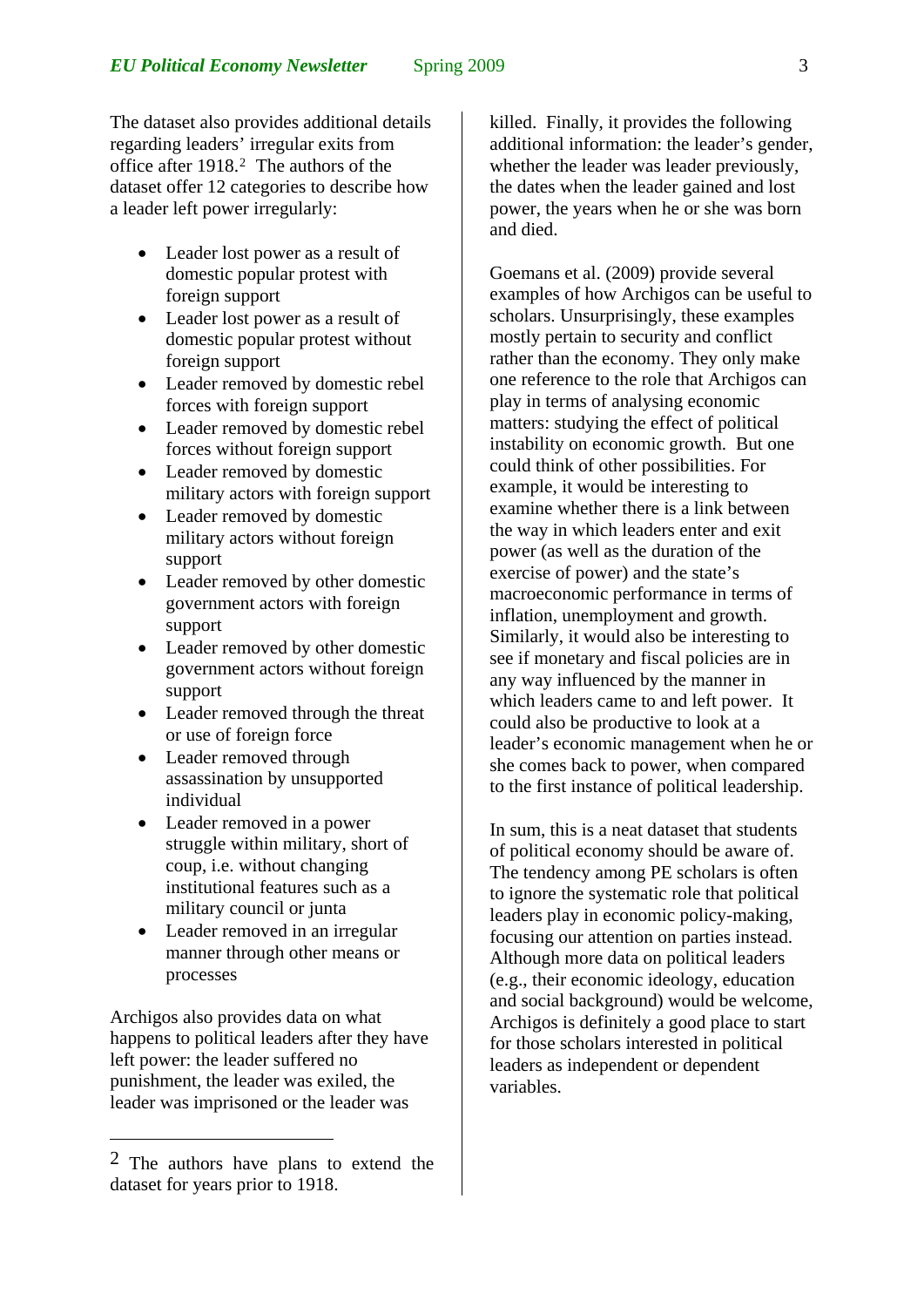The dataset also provides additional details regarding leaders' irregular exits from office after 1918.[2] The authors of the dataset offer 12 categories to describe how a leader left power irregularly:

- Leader lost power as a result of domestic popular protest with foreign support
- Leader lost power as a result of domestic popular protest without foreign support
- Leader removed by domestic rebel forces with foreign support
- Leader removed by domestic rebel forces without foreign support
- Leader removed by domestic military actors with foreign support
- Leader removed by domestic military actors without foreign support
- Leader removed by other domestic government actors with foreign support
- Leader removed by other domestic government actors without foreign support
- Leader removed through the threat or use of foreign force
- Leader removed through assassination by unsupported individual
- Leader removed in a power struggle within military, short of coup, i.e. without changing institutional features such as a military council or junta
- Leader removed in an irregular manner through other means or processes

Archigos also provides data on what happens to political leaders after they have left power: the leader suffered no punishment, the leader was exiled, the leader was imprisoned or the leader was killed. Finally, it provides the following additional information: the leader's gender, whether the leader was leader previously, the dates when the leader gained and lost power, the years when he or she was born and died.

Goemans et al. (2009) provide several examples of how Archigos can be useful to scholars. Unsurprisingly, these examples mostly pertain to security and conflict rather than the economy. They only make one reference to the role that Archigos can play in terms of analysing economic matters: studying the effect of political instability on economic growth. But one could think of other possibilities. For example, it would be interesting to examine whether there is a link between the way in which leaders enter and exit power (as well as the duration of the exercise of power) and the state's macroeconomic performance in terms of inflation, unemployment and growth. Similarly, it would also be interesting to see if monetary and fiscal policies are in any way influenced by the manner in which leaders came to and left power. It could also be productive to look at a leader's economic management when he or she comes back to power, when compared to the first instance of political leadership.

In sum, this is a neat dataset that students of political economy should be aware of. The tendency among PE scholars is often to ignore the systematic role that political leaders play in economic policy-making, focusing our attention on parties instead. Although more data on political leaders (e.g., their economic ideology, education and social background) would be welcome, Archigos is definitely a good place to start for those scholars interested in political leaders as independent or dependent variables.

---

[2] The authors have plans to extend the dataset for years prior to 1918.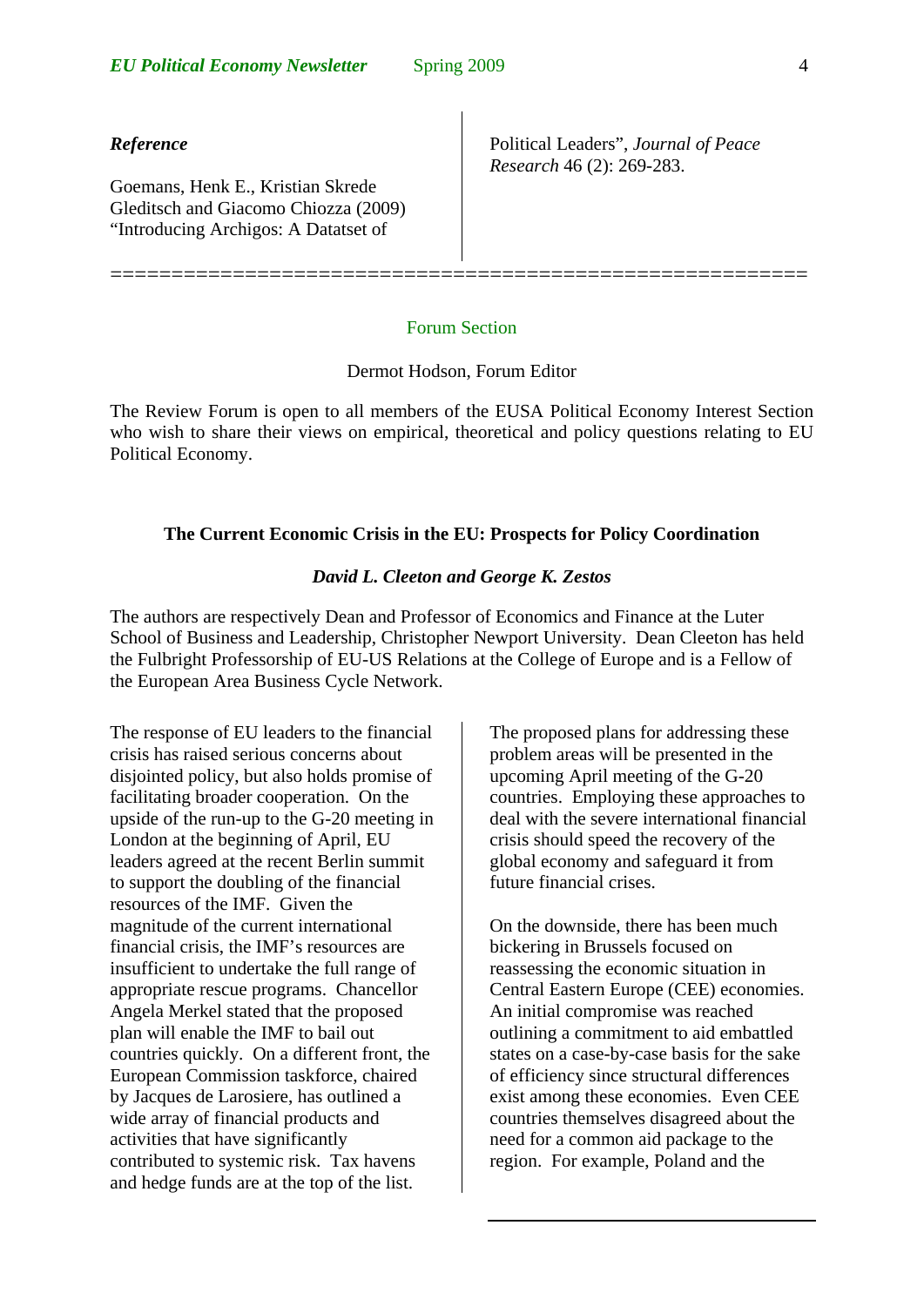### *Reference*

Goemans, Henk E., Kristian Skrede Gleditsch and Giacomo Chiozza (2009) "Introducing Archigos: A Datatset of Political Leaders", *Journal of Peace Research* 46 (2): 269-283.

=====================================================

## Forum Section

Dermot Hodson, Forum Editor

The Review Forum is open to all members of the EUSA Political Economy Interest Section who wish to share their views on empirical, theoretical and policy questions relating to EU Political Economy.

### The Current Economic Crisis in the EU: Prospects for Policy Coordination

***David L. Cleeton and George K. Zestos***

The authors are respectively Dean and Professor of Economics and Finance at the Luter School of Business and Leadership, Christopher Newport University. Dean Cleeton has held the Fulbright Professorship of EU-US Relations at the College of Europe and is a Fellow of the European Area Business Cycle Network.

The response of EU leaders to the financial crisis has raised serious concerns about disjointed policy, but also holds promise of facilitating broader cooperation. On the upside of the run-up to the G-20 meeting in London at the beginning of April, EU leaders agreed at the recent Berlin summit to support the doubling of the financial resources of the IMF. Given the magnitude of the current international financial crisis, the IMF's resources are insufficient to undertake the full range of appropriate rescue programs. Chancellor Angela Merkel stated that the proposed plan will enable the IMF to bail out countries quickly. On a different front, the European Commission taskforce, chaired by Jacques de Larosiere, has outlined a wide array of financial products and activities that have significantly contributed to systemic risk. Tax havens and hedge funds are at the top of the list. The proposed plans for addressing these problem areas will be presented in the upcoming April meeting of the G-20 countries. Employing these approaches to deal with the severe international financial crisis should speed the recovery of the global economy and safeguard it from future financial crises.

On the downside, there has been much bickering in Brussels focused on reassessing the economic situation in Central Eastern Europe (CEE) economies. An initial compromise was reached outlining a commitment to aid embattled states on a case-by-case basis for the sake of efficiency since structural differences exist among these economies. Even CEE countries themselves disagreed about the need for a common aid package to the region. For example, Poland and the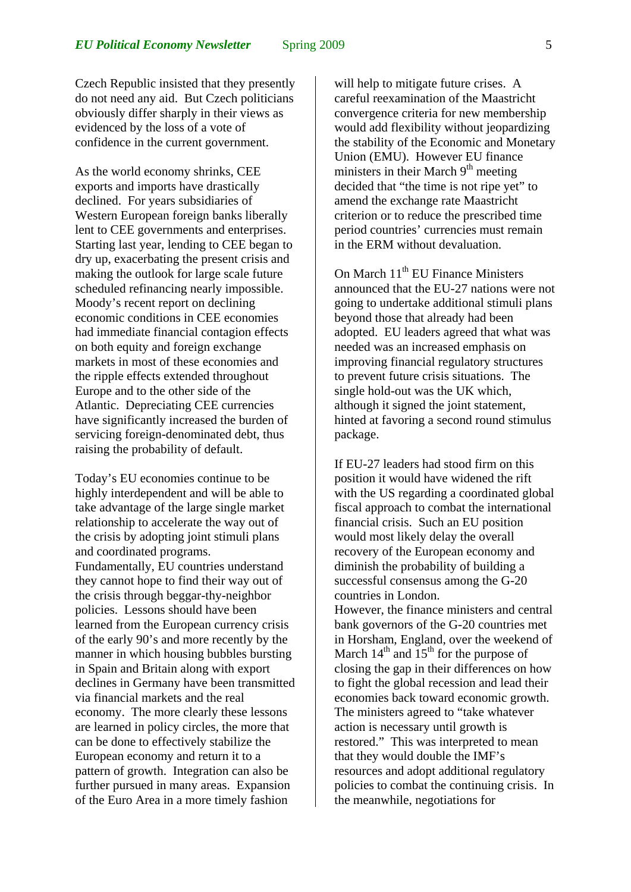Czech Republic insisted that they presently do not need any aid. But Czech politicians obviously differ sharply in their views as evidenced by the loss of a vote of confidence in the current government.

As the world economy shrinks, CEE exports and imports have drastically declined. For years subsidiaries of Western European foreign banks liberally lent to CEE governments and enterprises. Starting last year, lending to CEE began to dry up, exacerbating the present crisis and making the outlook for large scale future scheduled refinancing nearly impossible. Moody's recent report on declining economic conditions in CEE economies had immediate financial contagion effects on both equity and foreign exchange markets in most of these economies and the ripple effects extended throughout Europe and to the other side of the Atlantic. Depreciating CEE currencies have significantly increased the burden of servicing foreign-denominated debt, thus raising the probability of default.

Today's EU economies continue to be highly interdependent and will be able to take advantage of the large single market relationship to accelerate the way out of the crisis by adopting joint stimuli plans and coordinated programs.
Fundamentally, EU countries understand they cannot hope to find their way out of the crisis through beggar-thy-neighbor policies. Lessons should have been learned from the European currency crisis of the early 90's and more recently by the manner in which housing bubbles bursting in Spain and Britain along with export declines in Germany have been transmitted via financial markets and the real economy. The more clearly these lessons are learned in policy circles, the more that can be done to effectively stabilize the European economy and return it to a pattern of growth. Integration can also be further pursued in many areas. Expansion of the Euro Area in a more timely fashion will help to mitigate future crises. A careful reexamination of the Maastricht convergence criteria for new membership would add flexibility without jeopardizing the stability of the Economic and Monetary Union (EMU). However EU finance ministers in their March 9th meeting decided that "the time is not ripe yet" to amend the exchange rate Maastricht criterion or to reduce the prescribed time period countries' currencies must remain in the ERM without devaluation.

On March 11th EU Finance Ministers announced that the EU-27 nations were not going to undertake additional stimuli plans beyond those that already had been adopted. EU leaders agreed that what was needed was an increased emphasis on improving financial regulatory structures to prevent future crisis situations. The single hold-out was the UK which, although it signed the joint statement, hinted at favoring a second round stimulus package.

If EU-27 leaders had stood firm on this position it would have widened the rift with the US regarding a coordinated global fiscal approach to combat the international financial crisis. Such an EU position would most likely delay the overall recovery of the European economy and diminish the probability of building a successful consensus among the G-20 countries in London.
However, the finance ministers and central bank governors of the G-20 countries met in Horsham, England, over the weekend of March 14th and 15th for the purpose of closing the gap in their differences on how to fight the global recession and lead their economies back toward economic growth. The ministers agreed to "take whatever action is necessary until growth is restored." This was interpreted to mean that they would double the IMF's resources and adopt additional regulatory policies to combat the continuing crisis. In the meanwhile, negotiations for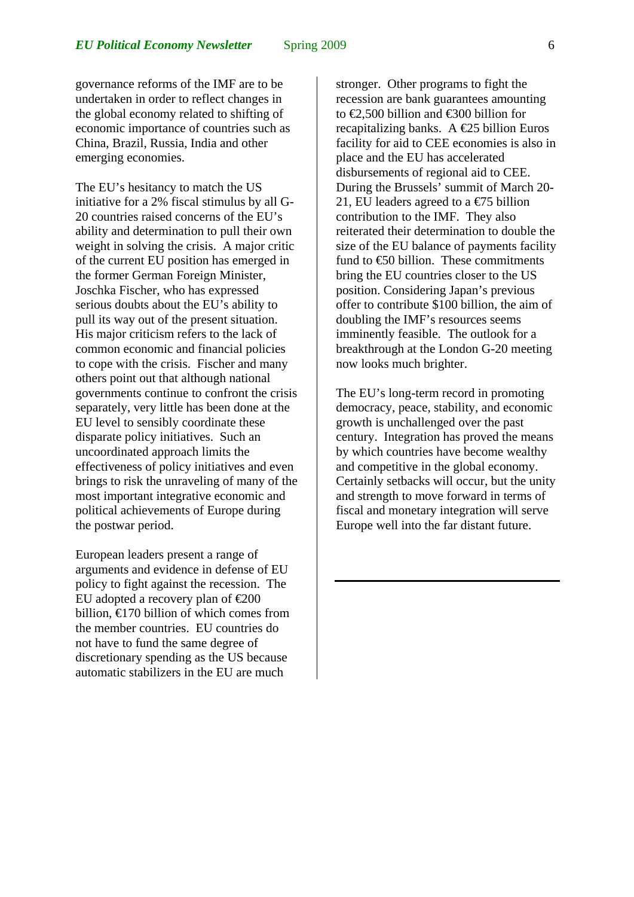governance reforms of the IMF are to be undertaken in order to reflect changes in the global economy related to shifting of economic importance of countries such as China, Brazil, Russia, India and other emerging economies.

The EU's hesitancy to match the US initiative for a 2% fiscal stimulus by all G-20 countries raised concerns of the EU's ability and determination to pull their own weight in solving the crisis. A major critic of the current EU position has emerged in the former German Foreign Minister, Joschka Fischer, who has expressed serious doubts about the EU's ability to pull its way out of the present situation. His major criticism refers to the lack of common economic and financial policies to cope with the crisis. Fischer and many others point out that although national governments continue to confront the crisis separately, very little has been done at the EU level to sensibly coordinate these disparate policy initiatives. Such an uncoordinated approach limits the effectiveness of policy initiatives and even brings to risk the unraveling of many of the most important integrative economic and political achievements of Europe during the postwar period.

European leaders present a range of arguments and evidence in defense of EU policy to fight against the recession. The EU adopted a recovery plan of €200 billion, €170 billion of which comes from the member countries. EU countries do not have to fund the same degree of discretionary spending as the US because automatic stabilizers in the EU are much stronger. Other programs to fight the recession are bank guarantees amounting to €2,500 billion and €300 billion for recapitalizing banks. A €25 billion Euros facility for aid to CEE economies is also in place and the EU has accelerated disbursements of regional aid to CEE. During the Brussels' summit of March 20-21, EU leaders agreed to a €75 billion contribution to the IMF. They also reiterated their determination to double the size of the EU balance of payments facility fund to €50 billion. These commitments bring the EU countries closer to the US position. Considering Japan's previous offer to contribute $100 billion, the aim of doubling the IMF's resources seems imminently feasible. The outlook for a breakthrough at the London G-20 meeting now looks much brighter.

The EU's long-term record in promoting democracy, peace, stability, and economic growth is unchallenged over the past century. Integration has proved the means by which countries have become wealthy and competitive in the global economy. Certainly setbacks will occur, but the unity and strength to move forward in terms of fiscal and monetary integration will serve Europe well into the far distant future.

---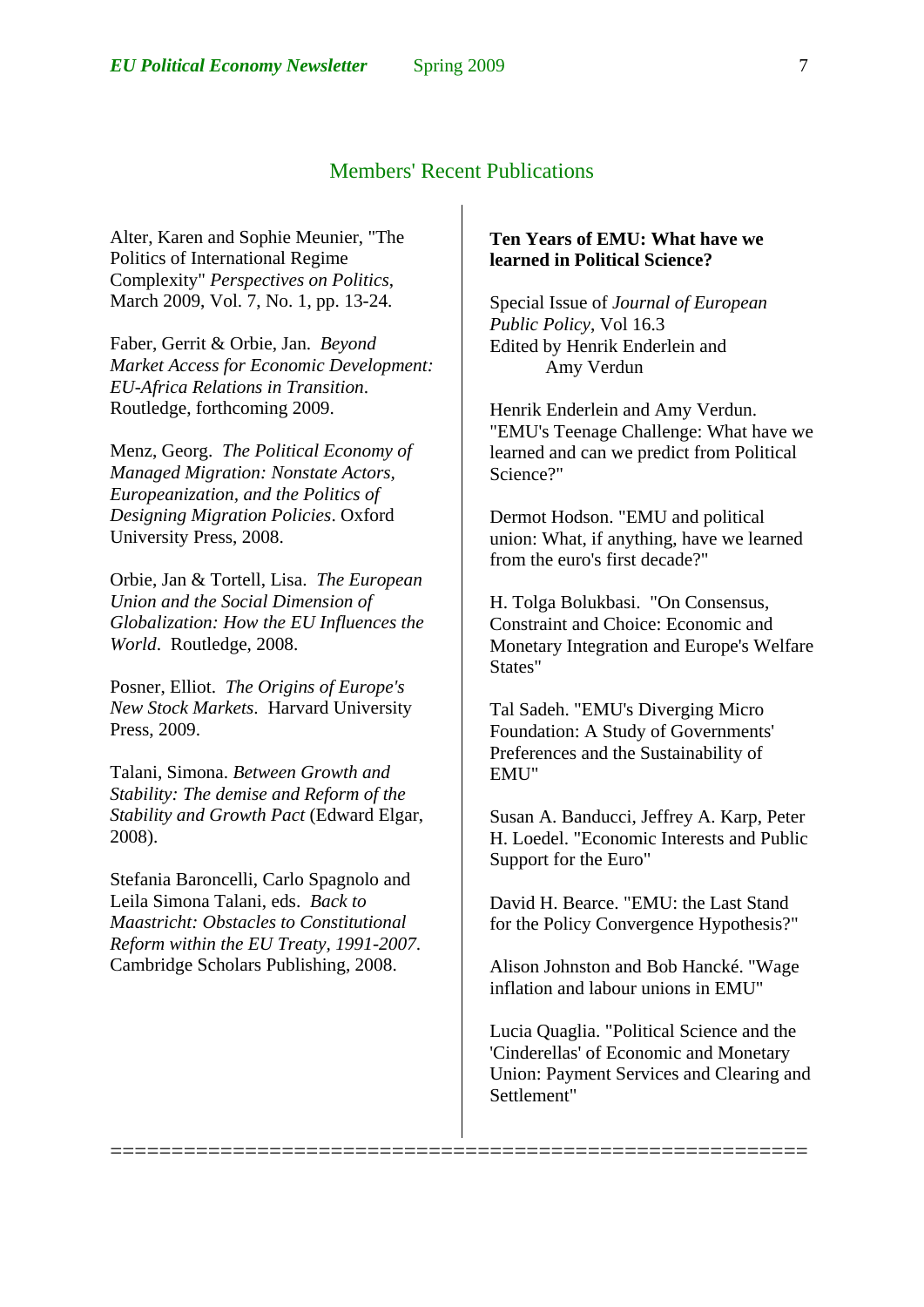## Members' Recent Publications

Alter, Karen and Sophie Meunier, "The Politics of International Regime Complexity" *Perspectives on Politics*, March 2009, Vol. 7, No. 1, pp. 13-24.

Faber, Gerrit & Orbie, Jan. *Beyond Market Access for Economic Development: EU-Africa Relations in Transition*. Routledge, forthcoming 2009.

Menz, Georg. *The Political Economy of Managed Migration: Nonstate Actors, Europeanization, and the Politics of Designing Migration Policies*. Oxford University Press, 2008.

Orbie, Jan & Tortell, Lisa. *The European Union and the Social Dimension of Globalization: How the EU Influences the World*. Routledge, 2008.

Posner, Elliot. *The Origins of Europe's New Stock Markets*. Harvard University Press, 2009.

Talani, Simona. *Between Growth and Stability: The demise and Reform of the Stability and Growth Pact* (Edward Elgar, 2008).

Stefania Baroncelli, Carlo Spagnolo and Leila Simona Talani, eds. *Back to Maastricht: Obstacles to Constitutional Reform within the EU Treaty, 1991-2007*. Cambridge Scholars Publishing, 2008.

**Ten Years of EMU: What have we learned in Political Science?**

Special Issue of *Journal of European Public Policy*, Vol 16.3
Edited by Henrik Enderlein and Amy Verdun

Henrik Enderlein and Amy Verdun. "EMU's Teenage Challenge: What have we learned and can we predict from Political Science?"

Dermot Hodson. "EMU and political union: What, if anything, have we learned from the euro's first decade?"

H. Tolga Bolukbasi. "On Consensus, Constraint and Choice: Economic and Monetary Integration and Europe's Welfare States"

Tal Sadeh. "EMU's Diverging Micro Foundation: A Study of Governments' Preferences and the Sustainability of EMU"

Susan A. Banducci, Jeffrey A. Karp, Peter H. Loedel. "Economic Interests and Public Support for the Euro"

David H. Bearce. "EMU: the Last Stand for the Policy Convergence Hypothesis?"

Alison Johnston and Bob Hancké. "Wage inflation and labour unions in EMU"

Lucia Quaglia. "Political Science and the 'Cinderellas' of Economic and Monetary Union: Payment Services and Clearing and Settlement"

---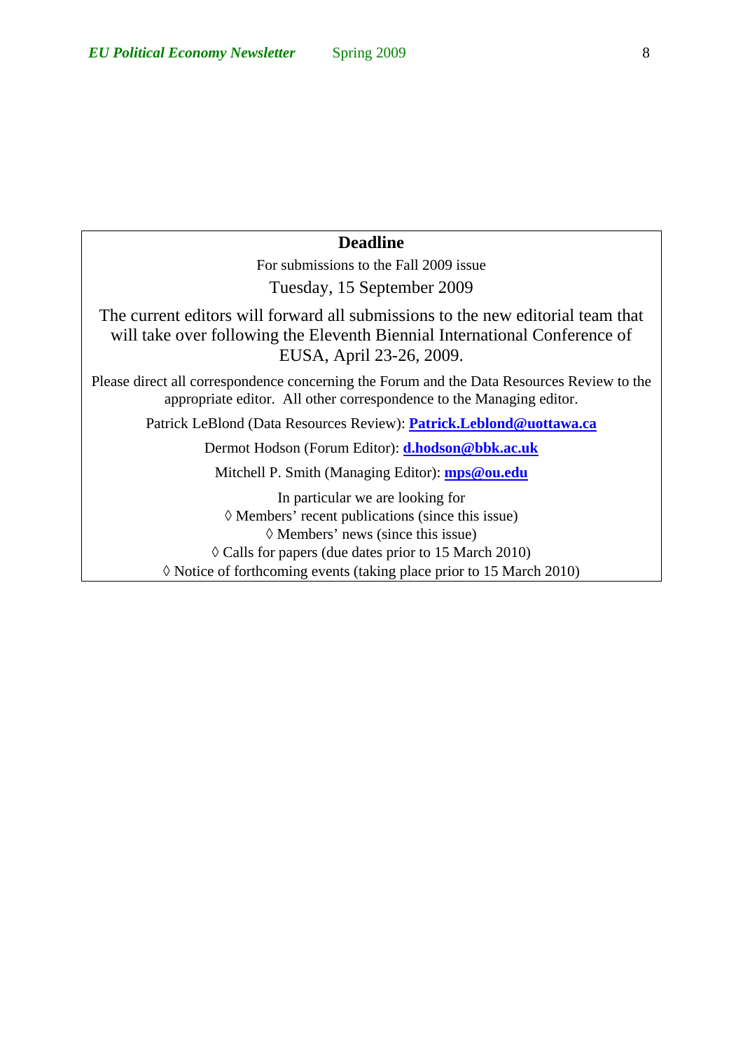## Deadline

For submissions to the Fall 2009 issue

Tuesday, 15 September 2009

The current editors will forward all submissions to the new editorial team that will take over following the Eleventh Biennial International Conference of EUSA, April 23-26, 2009.

Please direct all correspondence concerning the Forum and the Data Resources Review to the appropriate editor. All other correspondence to the Managing editor.

Patrick LeBlond (Data Resources Review): **Patrick.Leblond@uottawa.ca**

Dermot Hodson (Forum Editor): **d.hodson@bbk.ac.uk**

Mitchell P. Smith (Managing Editor): **mps@ou.edu**

In particular we are looking for

◊ Members' recent publications (since this issue)
◊ Members' news (since this issue)
◊ Calls for papers (due dates prior to 15 March 2010)
◊ Notice of forthcoming events (taking place prior to 15 March 2010)